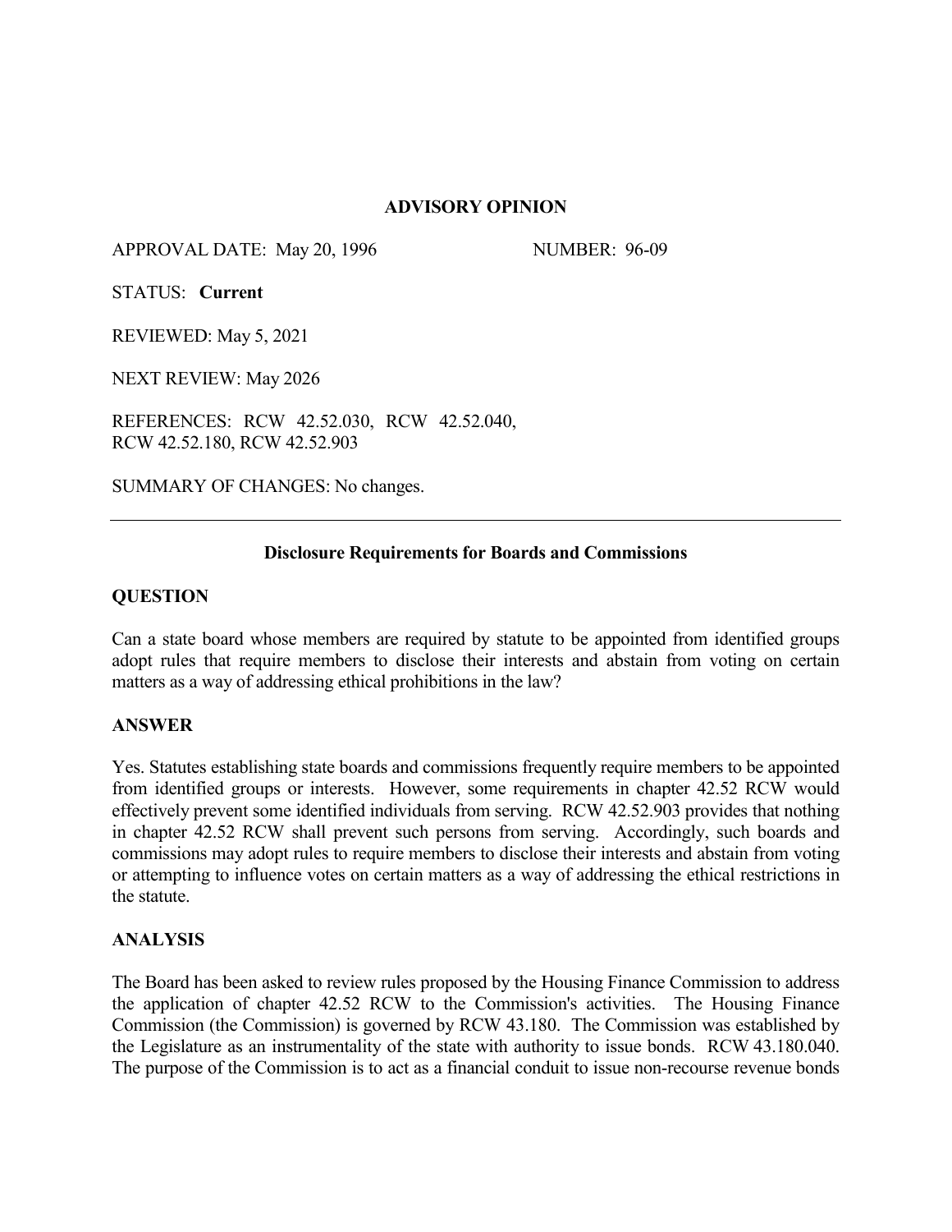**ADVISORY OPINION**

APPROVAL DATE: May 20, 1996 NUMBER: 96-09

STATUS: **Current**

REVIEWED: May 5, 2021

NEXT REVIEW: May 2026

REFERENCES: RCW 42.52.030, RCW 42.52.040, RCW 42.52.180, RCW 42.52.903

SUMMARY OF CHANGES: No changes.

---

**Disclosure Requirements for Boards and Commissions**

**QUESTION**

Can a state board whose members are required by statute to be appointed from identified groups adopt rules that require members to disclose their interests and abstain from voting on certain matters as a way of addressing ethical prohibitions in the law?

**ANSWER**

Yes. Statutes establishing state boards and commissions frequently require members to be appointed from identified groups or interests. However, some requirements in chapter 42.52 RCW would effectively prevent some identified individuals from serving. RCW 42.52.903 provides that nothing in chapter 42.52 RCW shall prevent such persons from serving. Accordingly, such boards and commissions may adopt rules to require members to disclose their interests and abstain from voting or attempting to influence votes on certain matters as a way of addressing the ethical restrictions in the statute.

**ANALYSIS**

The Board has been asked to review rules proposed by the Housing Finance Commission to address the application of chapter 42.52 RCW to the Commission's activities. The Housing Finance Commission (the Commission) is governed by RCW 43.180. The Commission was established by the Legislature as an instrumentality of the state with authority to issue bonds. RCW 43.180.040. The purpose of the Commission is to act as a financial conduit to issue non-recourse revenue bonds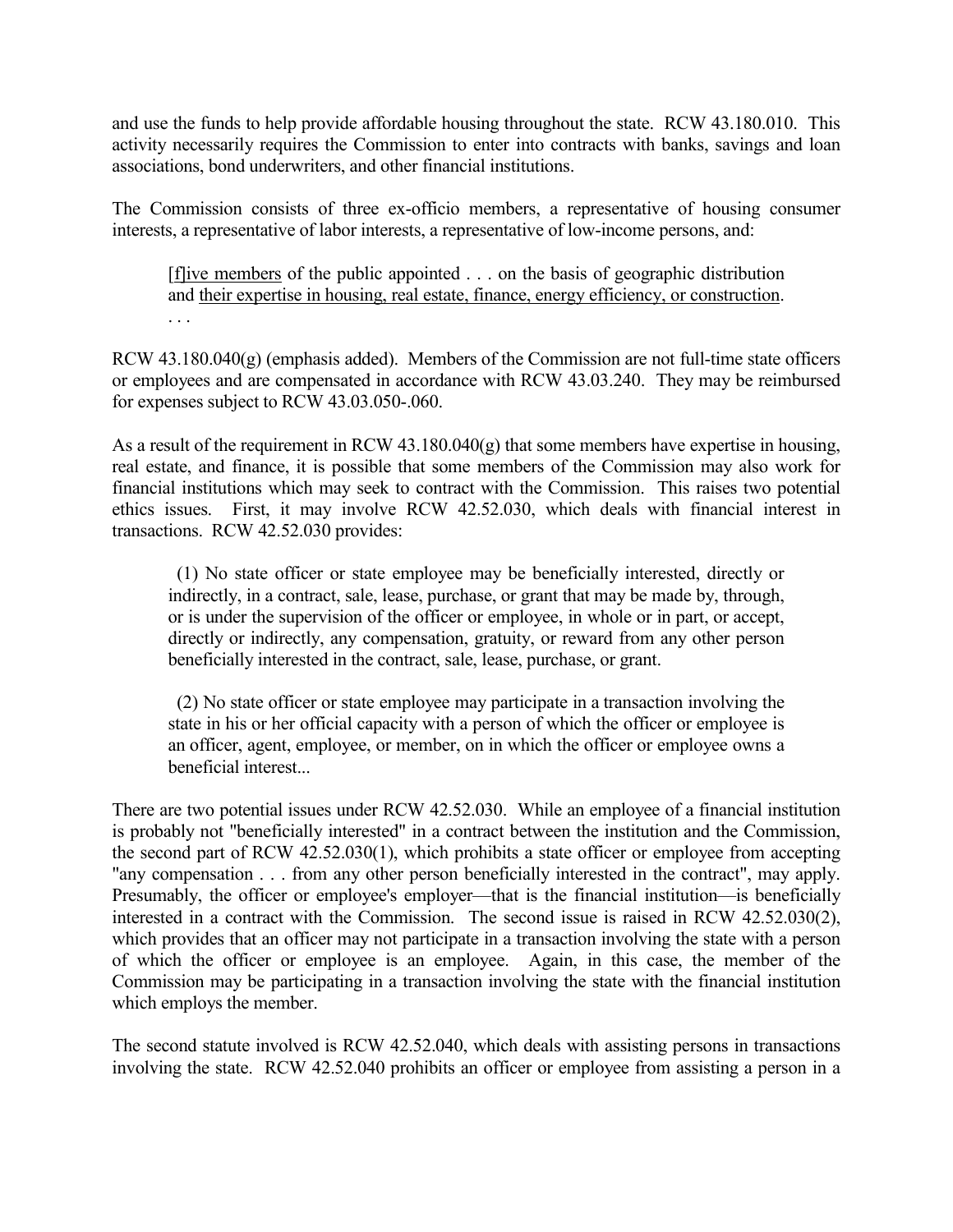and use the funds to help provide affordable housing throughout the state. RCW 43.180.010. This activity necessarily requires the Commission to enter into contracts with banks, savings and loan associations, bond underwriters, and other financial institutions.

The Commission consists of three ex-officio members, a representative of housing consumer interests, a representative of labor interests, a representative of low-income persons, and:

> <u>[f]ive members</u> of the public appointed . . . on the basis of geographic distribution and <u>their expertise in housing, real estate, finance, energy efficiency, or construction</u>. . . .

RCW 43.180.040(g) (emphasis added). Members of the Commission are not full-time state officers or employees and are compensated in accordance with RCW 43.03.240. They may be reimbursed for expenses subject to RCW 43.03.050-.060.

As a result of the requirement in RCW 43.180.040(g) that some members have expertise in housing, real estate, and finance, it is possible that some members of the Commission may also work for financial institutions which may seek to contract with the Commission. This raises two potential ethics issues. First, it may involve RCW 42.52.030, which deals with financial interest in transactions. RCW 42.52.030 provides:

> (1) No state officer or state employee may be beneficially interested, directly or indirectly, in a contract, sale, lease, purchase, or grant that may be made by, through, or is under the supervision of the officer or employee, in whole or in part, or accept, directly or indirectly, any compensation, gratuity, or reward from any other person beneficially interested in the contract, sale, lease, purchase, or grant.
>
> (2) No state officer or state employee may participate in a transaction involving the state in his or her official capacity with a person of which the officer or employee is an officer, agent, employee, or member, on in which the officer or employee owns a beneficial interest...

There are two potential issues under RCW 42.52.030. While an employee of a financial institution is probably not "beneficially interested" in a contract between the institution and the Commission, the second part of RCW 42.52.030(1), which prohibits a state officer or employee from accepting "any compensation . . . from any other person beneficially interested in the contract", may apply. Presumably, the officer or employee's employer—that is the financial institution—is beneficially interested in a contract with the Commission. The second issue is raised in RCW 42.52.030(2), which provides that an officer may not participate in a transaction involving the state with a person of which the officer or employee is an employee. Again, in this case, the member of the Commission may be participating in a transaction involving the state with the financial institution which employs the member.

The second statute involved is RCW 42.52.040, which deals with assisting persons in transactions involving the state. RCW 42.52.040 prohibits an officer or employee from assisting a person in a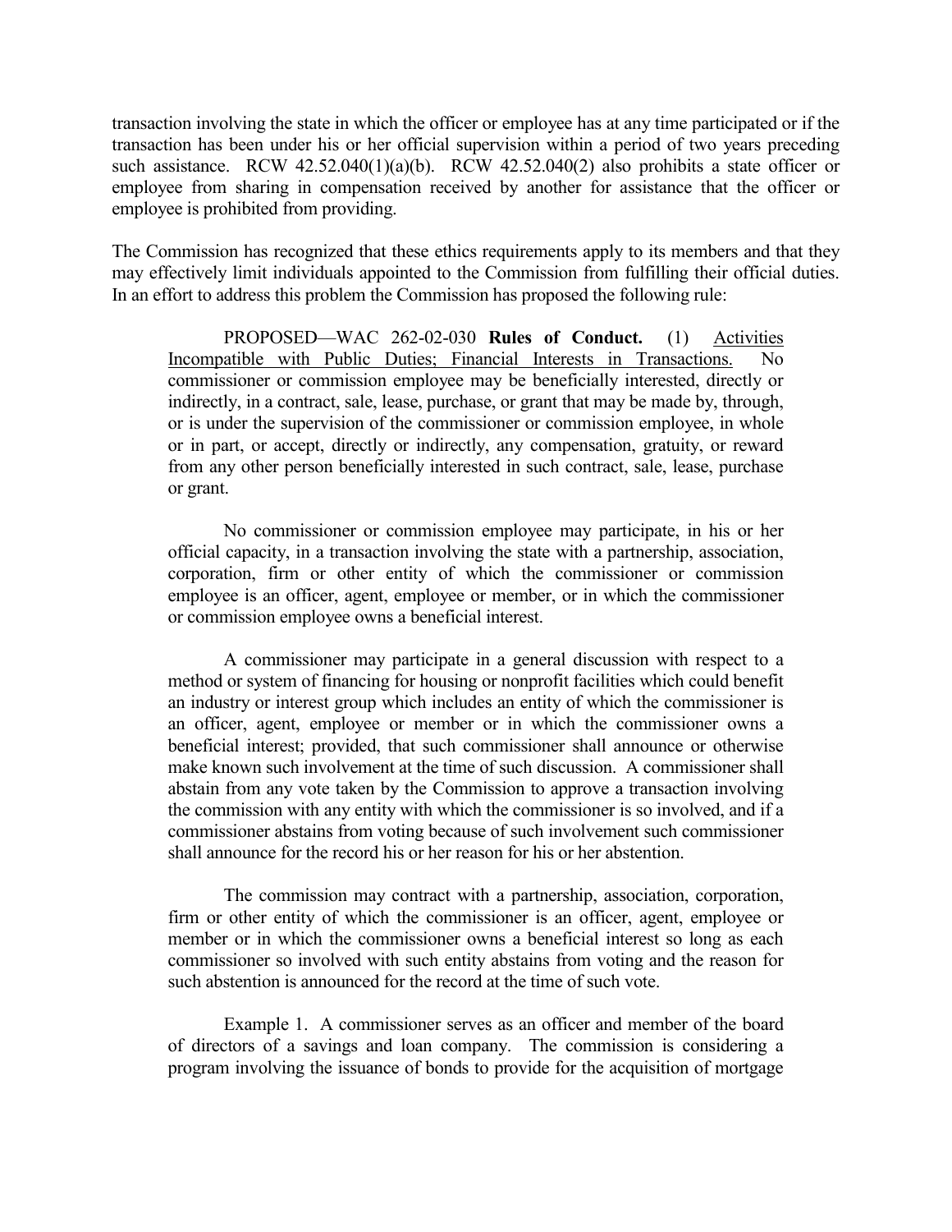transaction involving the state in which the officer or employee has at any time participated or if the transaction has been under his or her official supervision within a period of two years preceding such assistance. RCW 42.52.040(1)(a)(b). RCW 42.52.040(2) also prohibits a state officer or employee from sharing in compensation received by another for assistance that the officer or employee is prohibited from providing.

The Commission has recognized that these ethics requirements apply to its members and that they may effectively limit individuals appointed to the Commission from fulfilling their official duties. In an effort to address this problem the Commission has proposed the following rule:

> PROPOSED—WAC 262-02-030 **Rules of Conduct.** (1) Activities Incompatible with Public Duties; Financial Interests in Transactions. No commissioner or commission employee may be beneficially interested, directly or indirectly, in a contract, sale, lease, purchase, or grant that may be made by, through, or is under the supervision of the commissioner or commission employee, in whole or in part, or accept, directly or indirectly, any compensation, gratuity, or reward from any other person beneficially interested in such contract, sale, lease, purchase or grant.
>
> No commissioner or commission employee may participate, in his or her official capacity, in a transaction involving the state with a partnership, association, corporation, firm or other entity of which the commissioner or commission employee is an officer, agent, employee or member, or in which the commissioner or commission employee owns a beneficial interest.
>
> A commissioner may participate in a general discussion with respect to a method or system of financing for housing or nonprofit facilities which could benefit an industry or interest group which includes an entity of which the commissioner is an officer, agent, employee or member or in which the commissioner owns a beneficial interest; provided, that such commissioner shall announce or otherwise make known such involvement at the time of such discussion. A commissioner shall abstain from any vote taken by the Commission to approve a transaction involving the commission with any entity with which the commissioner is so involved, and if a commissioner abstains from voting because of such involvement such commissioner shall announce for the record his or her reason for his or her abstention.
>
> The commission may contract with a partnership, association, corporation, firm or other entity of which the commissioner is an officer, agent, employee or member or in which the commissioner owns a beneficial interest so long as each commissioner so involved with such entity abstains from voting and the reason for such abstention is announced for the record at the time of such vote.
>
> Example 1. A commissioner serves as an officer and member of the board of directors of a savings and loan company. The commission is considering a program involving the issuance of bonds to provide for the acquisition of mortgage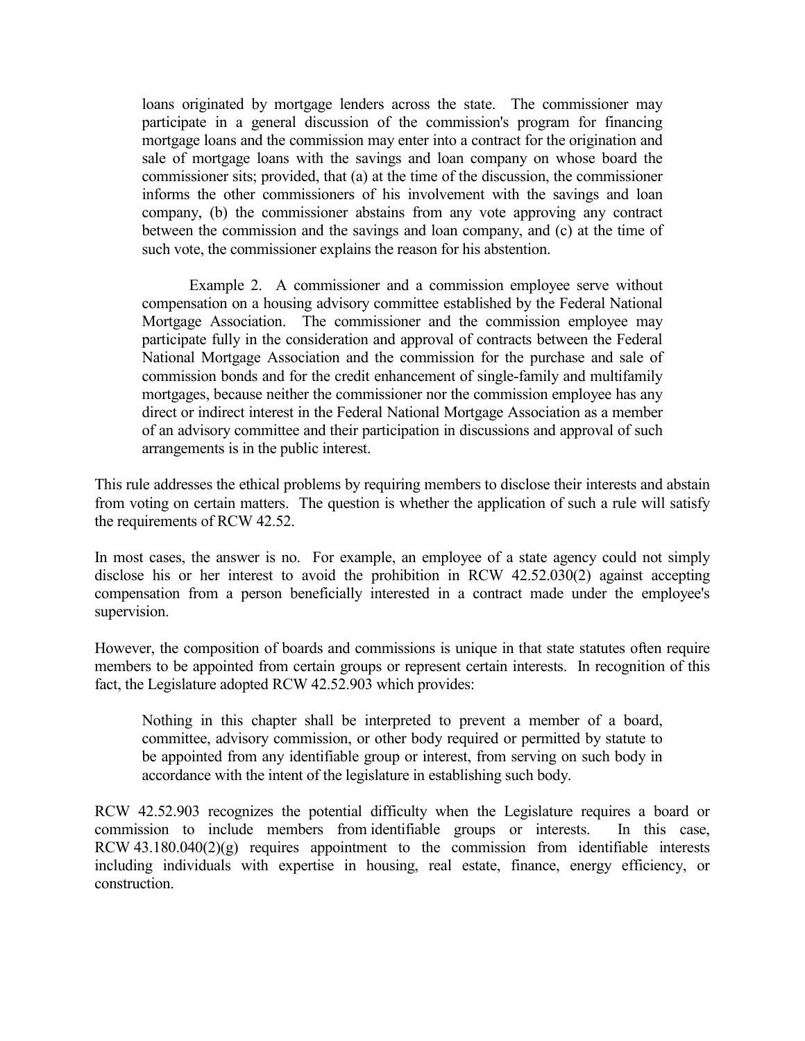> loans originated by mortgage lenders across the state. The commissioner may participate in a general discussion of the commission's program for financing mortgage loans and the commission may enter into a contract for the origination and sale of mortgage loans with the savings and loan company on whose board the commissioner sits; provided, that (a) at the time of the discussion, the commissioner informs the other commissioners of his involvement with the savings and loan company, (b) the commissioner abstains from any vote approving any contract between the commission and the savings and loan company, and (c) at the time of such vote, the commissioner explains the reason for his abstention.
>
> Example 2. A commissioner and a commission employee serve without compensation on a housing advisory committee established by the Federal National Mortgage Association. The commissioner and the commission employee may participate fully in the consideration and approval of contracts between the Federal National Mortgage Association and the commission for the purchase and sale of commission bonds and for the credit enhancement of single-family and multifamily mortgages, because neither the commissioner nor the commission employee has any direct or indirect interest in the Federal National Mortgage Association as a member of an advisory committee and their participation in discussions and approval of such arrangements is in the public interest.

This rule addresses the ethical problems by requiring members to disclose their interests and abstain from voting on certain matters. The question is whether the application of such a rule will satisfy the requirements of RCW 42.52.

In most cases, the answer is no. For example, an employee of a state agency could not simply disclose his or her interest to avoid the prohibition in RCW 42.52.030(2) against accepting compensation from a person beneficially interested in a contract made under the employee's supervision.

However, the composition of boards and commissions is unique in that state statutes often require members to be appointed from certain groups or represent certain interests. In recognition of this fact, the Legislature adopted RCW 42.52.903 which provides:

> Nothing in this chapter shall be interpreted to prevent a member of a board, committee, advisory commission, or other body required or permitted by statute to be appointed from any identifiable group or interest, from serving on such body in accordance with the intent of the legislature in establishing such body.

RCW 42.52.903 recognizes the potential difficulty when the Legislature requires a board or commission to include members from identifiable groups or interests. In this case, RCW 43.180.040(2)(g) requires appointment to the commission from identifiable interests including individuals with expertise in housing, real estate, finance, energy efficiency, or construction.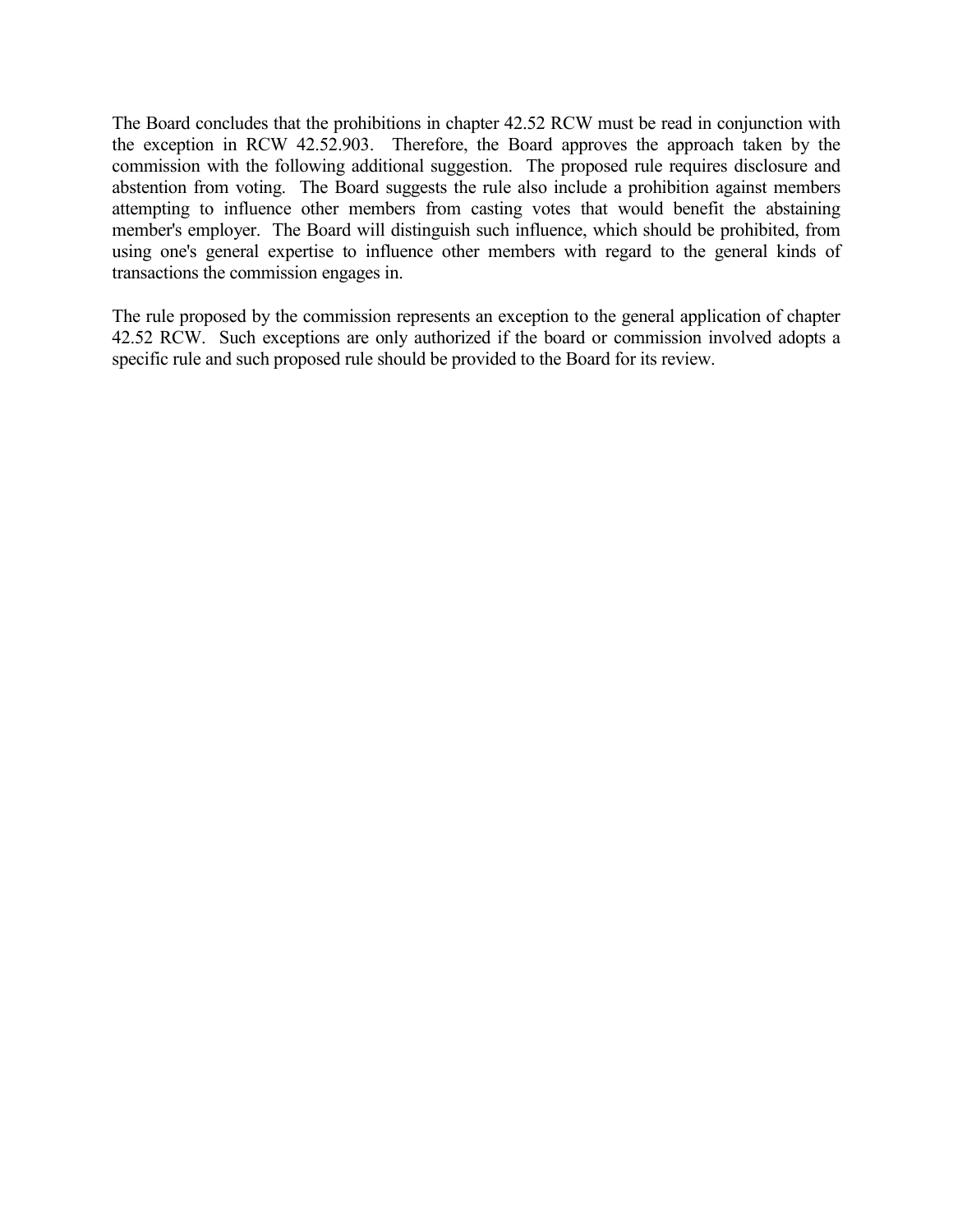The Board concludes that the prohibitions in chapter 42.52 RCW must be read in conjunction with the exception in RCW 42.52.903. Therefore, the Board approves the approach taken by the commission with the following additional suggestion. The proposed rule requires disclosure and abstention from voting. The Board suggests the rule also include a prohibition against members attempting to influence other members from casting votes that would benefit the abstaining member's employer. The Board will distinguish such influence, which should be prohibited, from using one's general expertise to influence other members with regard to the general kinds of transactions the commission engages in.

The rule proposed by the commission represents an exception to the general application of chapter 42.52 RCW. Such exceptions are only authorized if the board or commission involved adopts a specific rule and such proposed rule should be provided to the Board for its review.